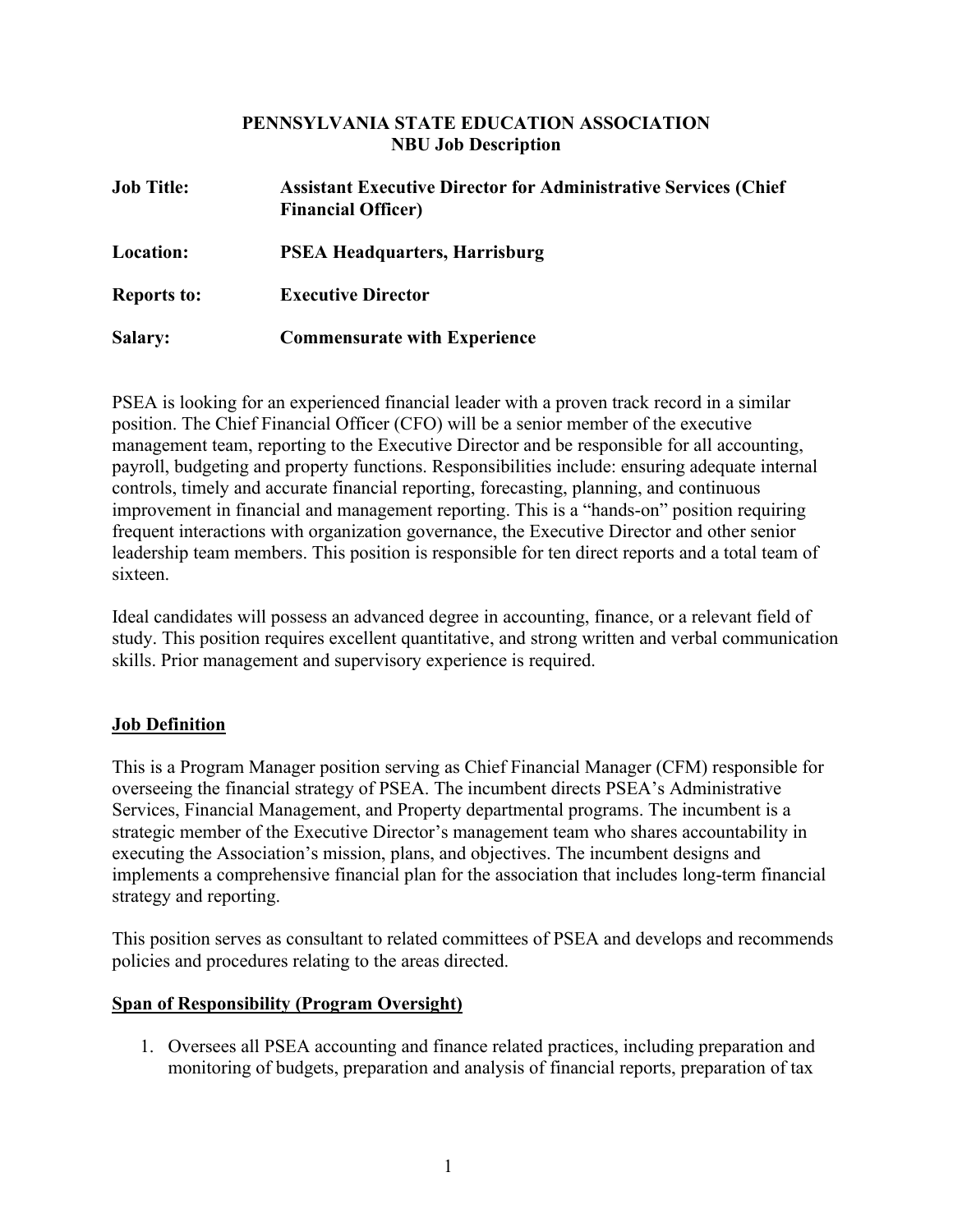**PENNSYLVANIA STATE EDUCATION ASSOCIATION**
**NBU Job Description**

**Job Title:** **Assistant Executive Director for Administrative Services (Chief Financial Officer)**

**Location:** **PSEA Headquarters, Harrisburg**

**Reports to:** **Executive Director**

**Salary:** **Commensurate with Experience**

PSEA is looking for an experienced financial leader with a proven track record in a similar position. The Chief Financial Officer (CFO) will be a senior member of the executive management team, reporting to the Executive Director and be responsible for all accounting, payroll, budgeting and property functions. Responsibilities include: ensuring adequate internal controls, timely and accurate financial reporting, forecasting, planning, and continuous improvement in financial and management reporting. This is a "hands-on" position requiring frequent interactions with organization governance, the Executive Director and other senior leadership team members. This position is responsible for ten direct reports and a total team of sixteen.

Ideal candidates will possess an advanced degree in accounting, finance, or a relevant field of study. This position requires excellent quantitative, and strong written and verbal communication skills. Prior management and supervisory experience is required.

## Job Definition

This is a Program Manager position serving as Chief Financial Manager (CFM) responsible for overseeing the financial strategy of PSEA. The incumbent directs PSEA's Administrative Services, Financial Management, and Property departmental programs. The incumbent is a strategic member of the Executive Director's management team who shares accountability in executing the Association's mission, plans, and objectives. The incumbent designs and implements a comprehensive financial plan for the association that includes long-term financial strategy and reporting.

This position serves as consultant to related committees of PSEA and develops and recommends policies and procedures relating to the areas directed.

## Span of Responsibility (Program Oversight)

1. Oversees all PSEA accounting and finance related practices, including preparation and monitoring of budgets, preparation and analysis of financial reports, preparation of tax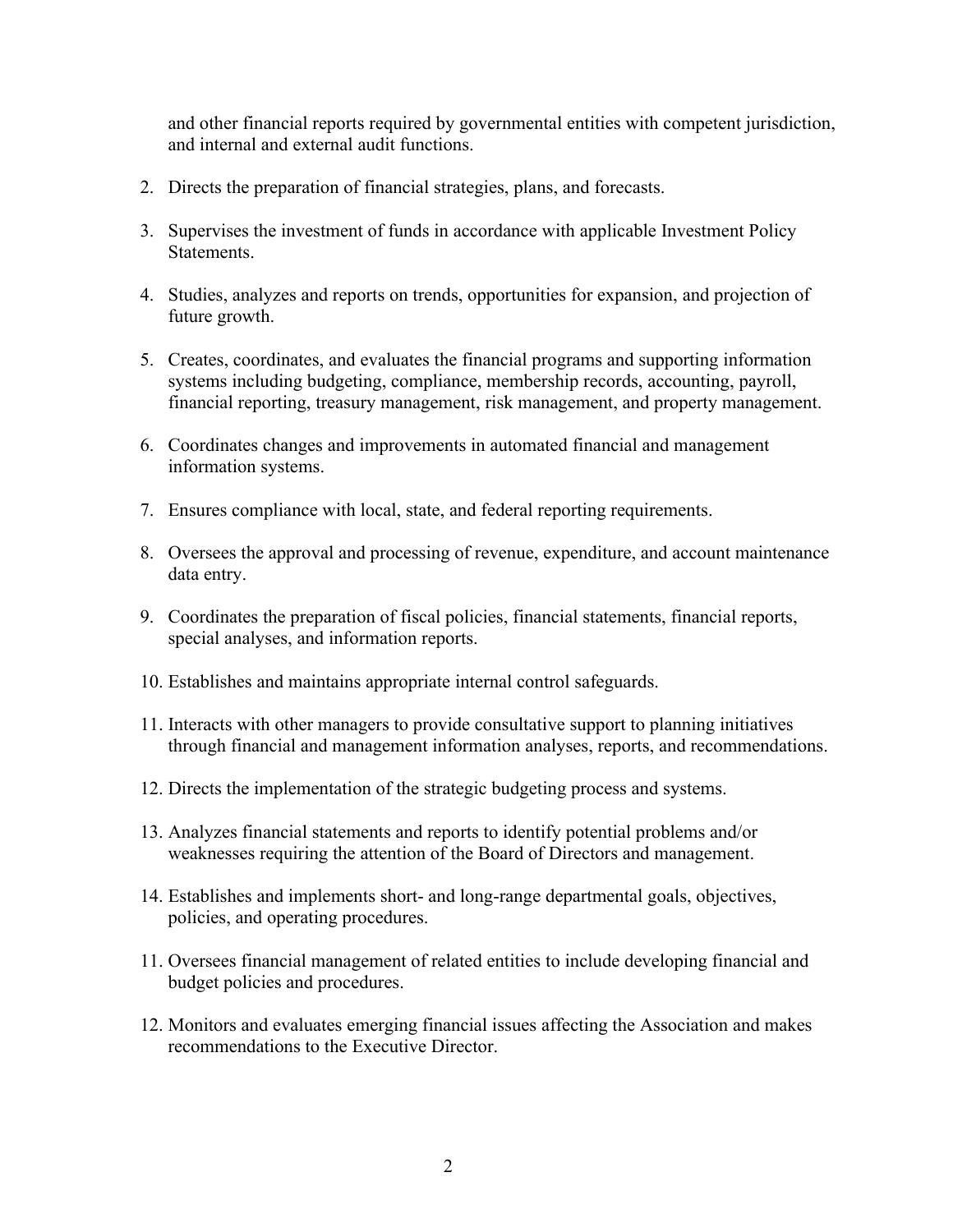and other financial reports required by governmental entities with competent jurisdiction, and internal and external audit functions.

2. Directs the preparation of financial strategies, plans, and forecasts.

3. Supervises the investment of funds in accordance with applicable Investment Policy Statements.

4. Studies, analyzes and reports on trends, opportunities for expansion, and projection of future growth.

5. Creates, coordinates, and evaluates the financial programs and supporting information systems including budgeting, compliance, membership records, accounting, payroll, financial reporting, treasury management, risk management, and property management.

6. Coordinates changes and improvements in automated financial and management information systems.

7. Ensures compliance with local, state, and federal reporting requirements.

8. Oversees the approval and processing of revenue, expenditure, and account maintenance data entry.

9. Coordinates the preparation of fiscal policies, financial statements, financial reports, special analyses, and information reports.

10. Establishes and maintains appropriate internal control safeguards.

11. Interacts with other managers to provide consultative support to planning initiatives through financial and management information analyses, reports, and recommendations.

12. Directs the implementation of the strategic budgeting process and systems.

13. Analyzes financial statements and reports to identify potential problems and/or weaknesses requiring the attention of the Board of Directors and management.

14. Establishes and implements short- and long-range departmental goals, objectives, policies, and operating procedures.

11. Oversees financial management of related entities to include developing financial and budget policies and procedures.

12. Monitors and evaluates emerging financial issues affecting the Association and makes recommendations to the Executive Director.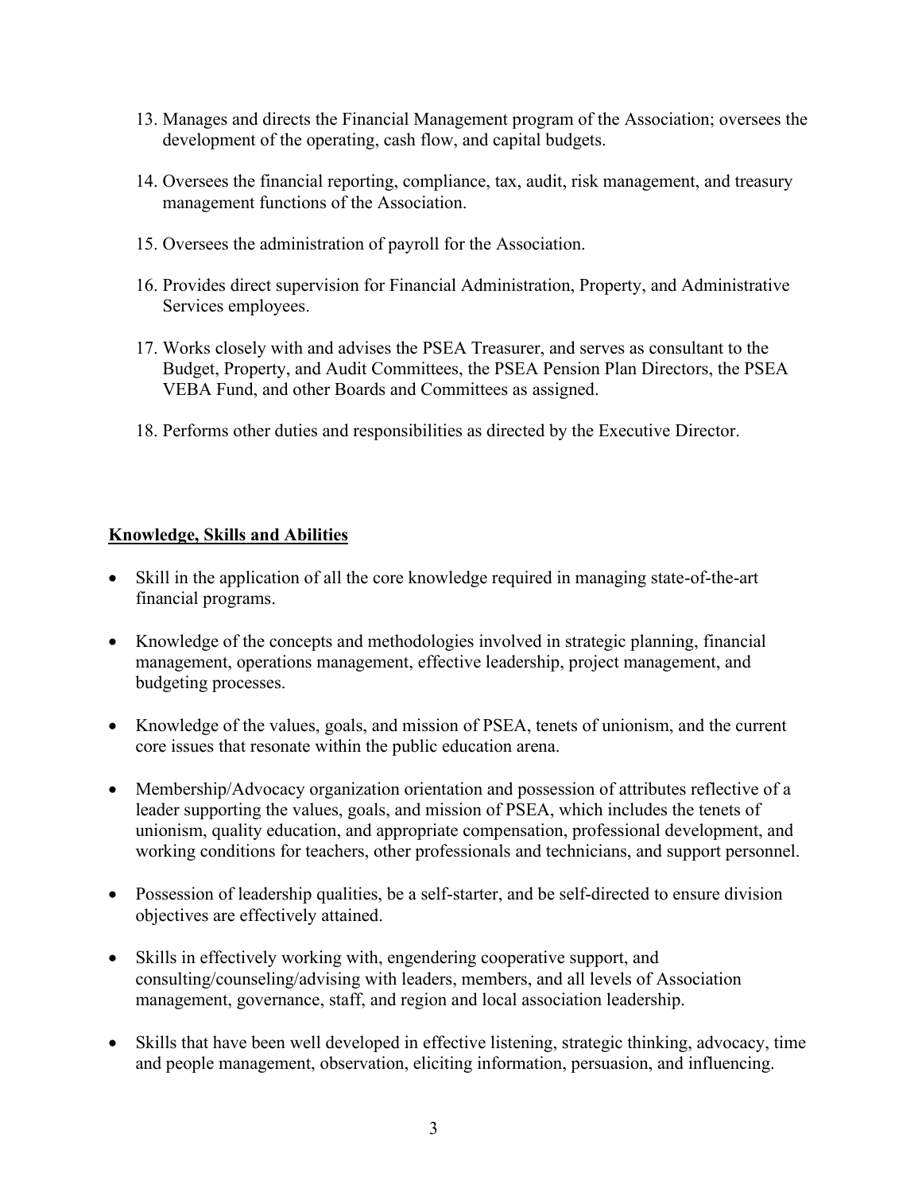13. Manages and directs the Financial Management program of the Association; oversees the development of the operating, cash flow, and capital budgets.

14. Oversees the financial reporting, compliance, tax, audit, risk management, and treasury management functions of the Association.

15. Oversees the administration of payroll for the Association.

16. Provides direct supervision for Financial Administration, Property, and Administrative Services employees.

17. Works closely with and advises the PSEA Treasurer, and serves as consultant to the Budget, Property, and Audit Committees, the PSEA Pension Plan Directors, the PSEA VEBA Fund, and other Boards and Committees as assigned.

18. Performs other duties and responsibilities as directed by the Executive Director.

## Knowledge, Skills and Abilities

- Skill in the application of all the core knowledge required in managing state-of-the-art financial programs.

- Knowledge of the concepts and methodologies involved in strategic planning, financial management, operations management, effective leadership, project management, and budgeting processes.

- Knowledge of the values, goals, and mission of PSEA, tenets of unionism, and the current core issues that resonate within the public education arena.

- Membership/Advocacy organization orientation and possession of attributes reflective of a leader supporting the values, goals, and mission of PSEA, which includes the tenets of unionism, quality education, and appropriate compensation, professional development, and working conditions for teachers, other professionals and technicians, and support personnel.

- Possession of leadership qualities, be a self-starter, and be self-directed to ensure division objectives are effectively attained.

- Skills in effectively working with, engendering cooperative support, and consulting/counseling/advising with leaders, members, and all levels of Association management, governance, staff, and region and local association leadership.

- Skills that have been well developed in effective listening, strategic thinking, advocacy, time and people management, observation, eliciting information, persuasion, and influencing.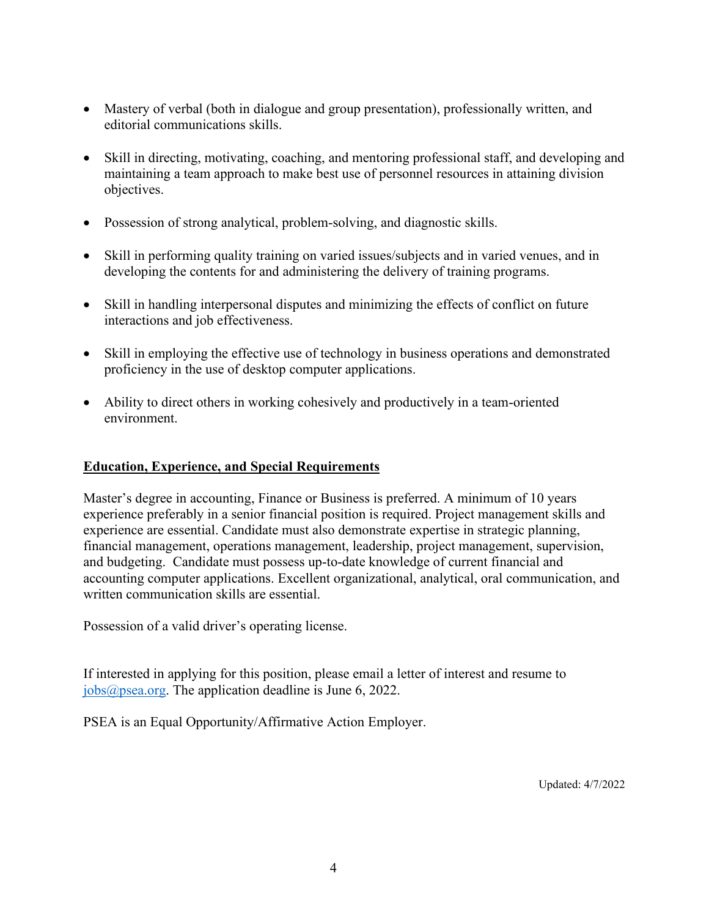- Mastery of verbal (both in dialogue and group presentation), professionally written, and editorial communications skills.

- Skill in directing, motivating, coaching, and mentoring professional staff, and developing and maintaining a team approach to make best use of personnel resources in attaining division objectives.

- Possession of strong analytical, problem-solving, and diagnostic skills.

- Skill in performing quality training on varied issues/subjects and in varied venues, and in developing the contents for and administering the delivery of training programs.

- Skill in handling interpersonal disputes and minimizing the effects of conflict on future interactions and job effectiveness.

- Skill in employing the effective use of technology in business operations and demonstrated proficiency in the use of desktop computer applications.

- Ability to direct others in working cohesively and productively in a team-oriented environment.

**Education, Experience, and Special Requirements**

Master's degree in accounting, Finance or Business is preferred. A minimum of 10 years experience preferably in a senior financial position is required. Project management skills and experience are essential. Candidate must also demonstrate expertise in strategic planning, financial management, operations management, leadership, project management, supervision, and budgeting. Candidate must possess up-to-date knowledge of current financial and accounting computer applications. Excellent organizational, analytical, oral communication, and written communication skills are essential.

Possession of a valid driver's operating license.

If interested in applying for this position, please email a letter of interest and resume to jobs@psea.org. The application deadline is June 6, 2022.

PSEA is an Equal Opportunity/Affirmative Action Employer.

Updated: 4/7/2022